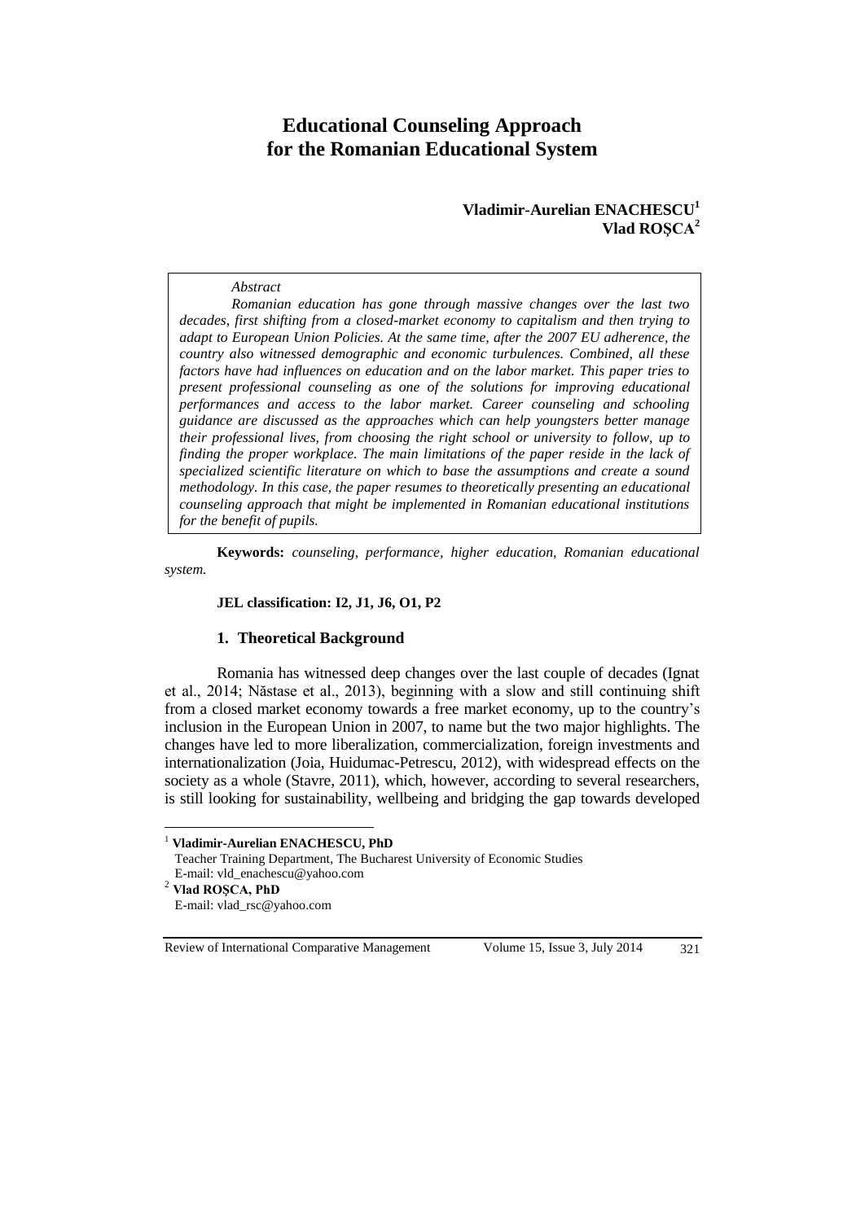# Educational Counseling Approach for the Romanian Educational System

**Vladimir-Aurelian ENACHESCU**[1]
**Vlad ROȘCA**[2]

*Abstract*

*Romanian education has gone through massive changes over the last two decades, first shifting from a closed-market economy to capitalism and then trying to adapt to European Union Policies. At the same time, after the 2007 EU adherence, the country also witnessed demographic and economic turbulences. Combined, all these factors have had influences on education and on the labor market. This paper tries to present professional counseling as one of the solutions for improving educational performances and access to the labor market. Career counseling and schooling guidance are discussed as the approaches which can help youngsters better manage their professional lives, from choosing the right school or university to follow, up to finding the proper workplace. The main limitations of the paper reside in the lack of specialized scientific literature on which to base the assumptions and create a sound methodology. In this case, the paper resumes to theoretically presenting an educational counseling approach that might be implemented in Romanian educational institutions for the benefit of pupils.*

**Keywords:** *counseling, performance, higher education, Romanian educational system.*

**JEL classification: I2, J1, J6, O1, P2**

## 1. Theoretical Background

Romania has witnessed deep changes over the last couple of decades (Ignat et al., 2014; Năstase et al., 2013), beginning with a slow and still continuing shift from a closed market economy towards a free market economy, up to the country's inclusion in the European Union in 2007, to name but the two major highlights. The changes have led to more liberalization, commercialization, foreign investments and internationalization (Joia, Huidumac-Petrescu, 2012), with widespread effects on the society as a whole (Stavre, 2011), which, however, according to several researchers, is still looking for sustainability, wellbeing and bridging the gap towards developed

---

[1] **Vladimir-Aurelian ENACHESCU, PhD**
Teacher Training Department, The Bucharest University of Economic Studies
E-mail: vld_enachescu@yahoo.com

[2] **Vlad ROȘCA, PhD**
E-mail: vlad_rsc@yahoo.com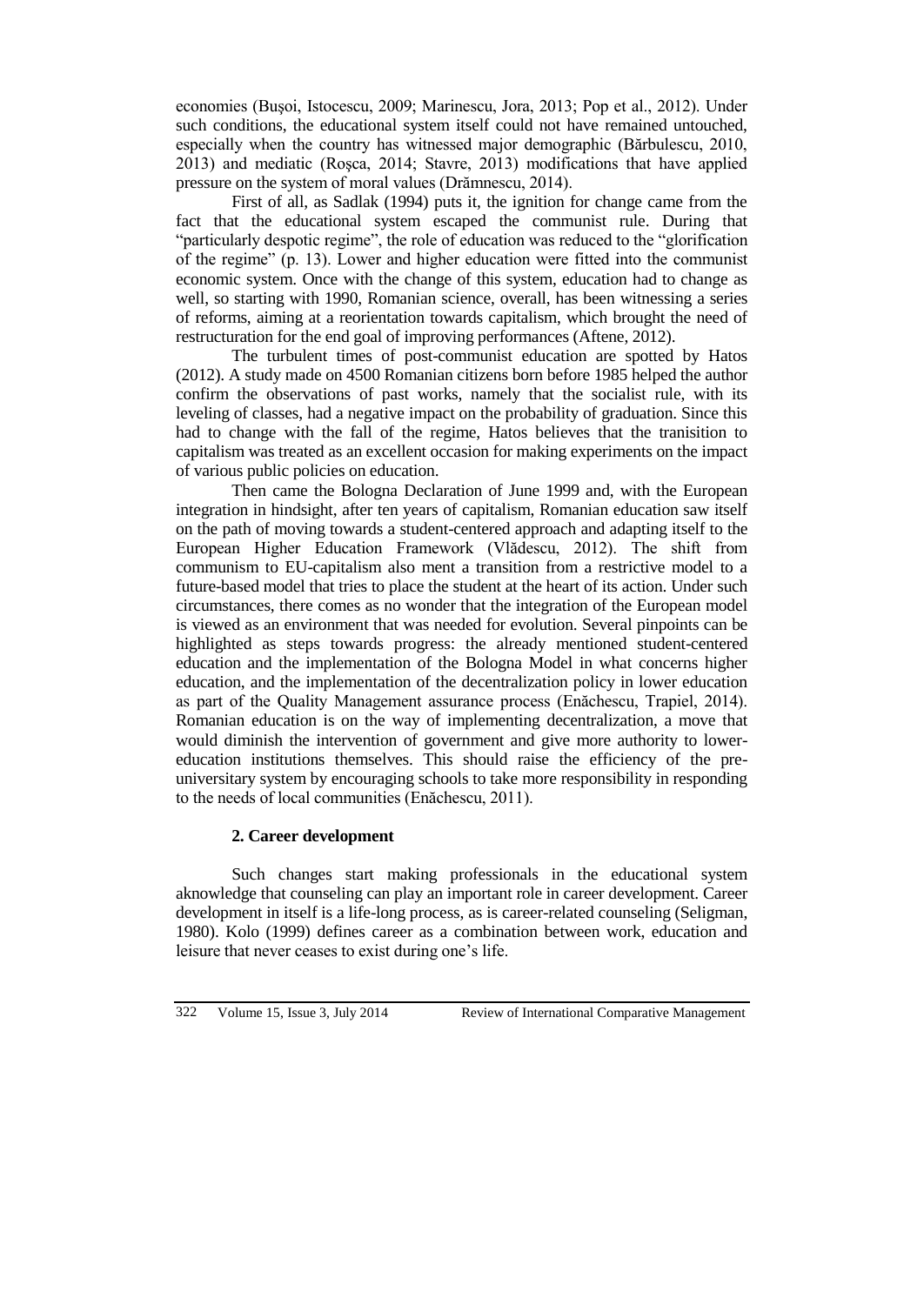economies (Buşoi, Istocescu, 2009; Marinescu, Jora, 2013; Pop et al., 2012). Under such conditions, the educational system itself could not have remained untouched, especially when the country has witnessed major demographic (Bărbulescu, 2010, 2013) and mediatic (Roşca, 2014; Stavre, 2013) modifications that have applied pressure on the system of moral values (Drămnescu, 2014).

First of all, as Sadlak (1994) puts it, the ignition for change came from the fact that the educational system escaped the communist rule. During that "particularly despotic regime", the role of education was reduced to the "glorification of the regime" (p. 13). Lower and higher education were fitted into the communist economic system. Once with the change of this system, education had to change as well, so starting with 1990, Romanian science, overall, has been witnessing a series of reforms, aiming at a reorientation towards capitalism, which brought the need of restructuration for the end goal of improving performances (Aftene, 2012).

The turbulent times of post-communist education are spotted by Hatos (2012). A study made on 4500 Romanian citizens born before 1985 helped the author confirm the observations of past works, namely that the socialist rule, with its leveling of classes, had a negative impact on the probability of graduation. Since this had to change with the fall of the regime, Hatos believes that the tranisition to capitalism was treated as an excellent occasion for making experiments on the impact of various public policies on education.

Then came the Bologna Declaration of June 1999 and, with the European integration in hindsight, after ten years of capitalism, Romanian education saw itself on the path of moving towards a student-centered approach and adapting itself to the European Higher Education Framework (Vlădescu, 2012). The shift from communism to EU-capitalism also ment a transition from a restrictive model to a future-based model that tries to place the student at the heart of its action. Under such circumstances, there comes as no wonder that the integration of the European model is viewed as an environment that was needed for evolution. Several pinpoints can be highlighted as steps towards progress: the already mentioned student-centered education and the implementation of the Bologna Model in what concerns higher education, and the implementation of the decentralization policy in lower education as part of the Quality Management assurance process (Enăchescu, Trapiel, 2014). Romanian education is on the way of implementing decentralization, a move that would diminish the intervention of government and give more authority to lower-education institutions themselves. This should raise the efficiency of the pre-universitary system by encouraging schools to take more responsibility in responding to the needs of local communities (Enăchescu, 2011).

## 2. Career development

Such changes start making professionals in the educational system aknowledge that counseling can play an important role in career development. Career development in itself is a life-long process, as is career-related counseling (Seligman, 1980). Kolo (1999) defines career as a combination between work, education and leisure that never ceases to exist during one's life.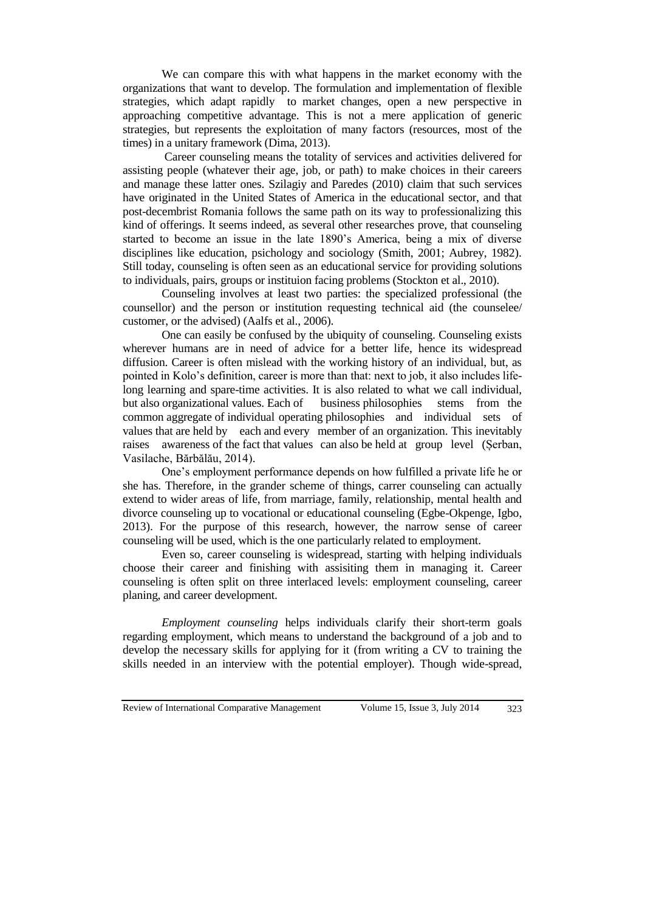We can compare this with what happens in the market economy with the organizations that want to develop. The formulation and implementation of flexible strategies, which adapt rapidly to market changes, open a new perspective in approaching competitive advantage. This is not a mere application of generic strategies, but represents the exploitation of many factors (resources, most of the times) in a unitary framework (Dima, 2013).

Career counseling means the totality of services and activities delivered for assisting people (whatever their age, job, or path) to make choices in their careers and manage these latter ones. Szilagiy and Paredes (2010) claim that such services have originated in the United States of America in the educational sector, and that post-decembrist Romania follows the same path on its way to professionalizing this kind of offerings. It seems indeed, as several other researches prove, that counseling started to become an issue in the late 1890's America, being a mix of diverse disciplines like education, psichology and sociology (Smith, 2001; Aubrey, 1982). Still today, counseling is often seen as an educational service for providing solutions to individuals, pairs, groups or instituion facing problems (Stockton et al., 2010).

Counseling involves at least two parties: the specialized professional (the counsellor) and the person or institution requesting technical aid (the counselee/ customer, or the advised) (Aalfs et al., 2006).

One can easily be confused by the ubiquity of counseling. Counseling exists wherever humans are in need of advice for a better life, hence its widespread diffusion. Career is often mislead with the working history of an individual, but, as pointed in Kolo's definition, career is more than that: next to job, it also includes life-long learning and spare-time activities. It is also related to what we call individual, but also organizational values. Each of business philosophies stems from the common aggregate of individual operating philosophies and individual sets of values that are held by each and every member of an organization. This inevitably raises awareness of the fact that values can also be held at group level (Șerban, Vasilache, Bărbălău, 2014).

One's employment performance depends on how fulfilled a private life he or she has. Therefore, in the grander scheme of things, carrer counseling can actually extend to wider areas of life, from marriage, family, relationship, mental health and divorce counseling up to vocational or educational counseling (Egbe-Okpenge, Igbo, 2013). For the purpose of this research, however, the narrow sense of career counseling will be used, which is the one particularly related to employment.

Even so, career counseling is widespread, starting with helping individuals choose their career and finishing with assisiting them in managing it. Career counseling is often split on three interlaced levels: employment counseling, career planing, and career development.

*Employment counseling* helps individuals clarify their short-term goals regarding employment, which means to understand the background of a job and to develop the necessary skills for applying for it (from writing a CV to training the skills needed in an interview with the potential employer). Though wide-spread,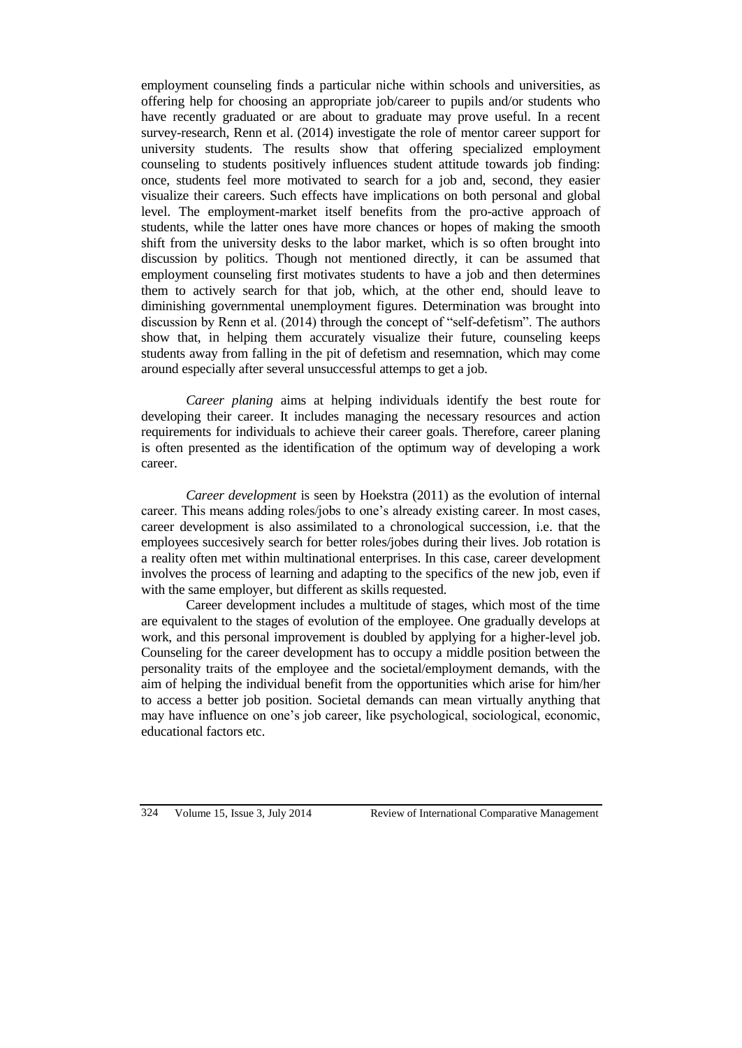employment counseling finds a particular niche within schools and universities, as offering help for choosing an appropriate job/career to pupils and/or students who have recently graduated or are about to graduate may prove useful. In a recent survey-research, Renn et al. (2014) investigate the role of mentor career support for university students. The results show that offering specialized employment counseling to students positively influences student attitude towards job finding: once, students feel more motivated to search for a job and, second, they easier visualize their careers. Such effects have implications on both personal and global level. The employment-market itself benefits from the pro-active approach of students, while the latter ones have more chances or hopes of making the smooth shift from the university desks to the labor market, which is so often brought into discussion by politics. Though not mentioned directly, it can be assumed that employment counseling first motivates students to have a job and then determines them to actively search for that job, which, at the other end, should leave to diminishing governmental unemployment figures. Determination was brought into discussion by Renn et al. (2014) through the concept of "self-defetism". The authors show that, in helping them accurately visualize their future, counseling keeps students away from falling in the pit of defetism and resemnation, which may come around especially after several unsuccessful attemps to get a job.

*Career planing* aims at helping individuals identify the best route for developing their career. It includes managing the necessary resources and action requirements for individuals to achieve their career goals. Therefore, career planing is often presented as the identification of the optimum way of developing a work career.

*Career development* is seen by Hoekstra (2011) as the evolution of internal career. This means adding roles/jobs to one's already existing career. In most cases, career development is also assimilated to a chronological succession, i.e. that the employees succesively search for better roles/jobes during their lives. Job rotation is a reality often met within multinational enterprises. In this case, career development involves the process of learning and adapting to the specifics of the new job, even if with the same employer, but different as skills requested.

Career development includes a multitude of stages, which most of the time are equivalent to the stages of evolution of the employee. One gradually develops at work, and this personal improvement is doubled by applying for a higher-level job. Counseling for the career development has to occupy a middle position between the personality traits of the employee and the societal/employment demands, with the aim of helping the individual benefit from the opportunities which arise for him/her to access a better job position. Societal demands can mean virtually anything that may have influence on one's job career, like psychological, sociological, economic, educational factors etc.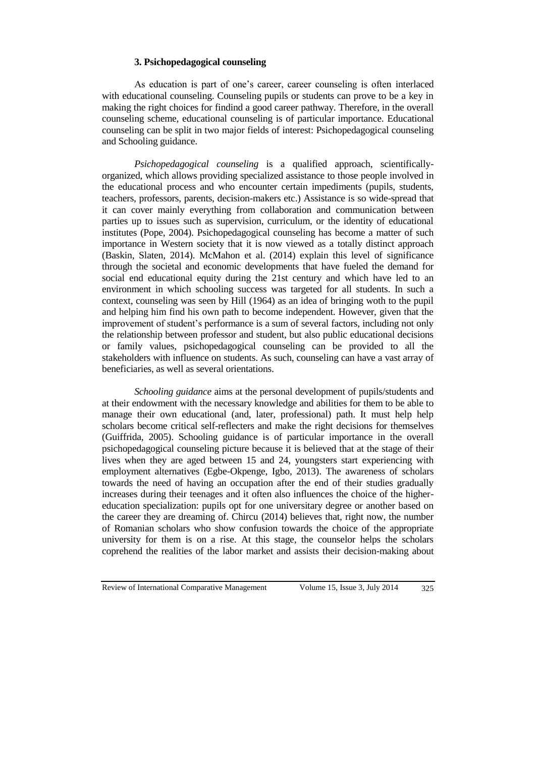### 3. Psichopedagogical counseling

As education is part of one's career, career counseling is often interlaced with educational counseling. Counseling pupils or students can prove to be a key in making the right choices for findind a good career pathway. Therefore, in the overall counseling scheme, educational counseling is of particular importance. Educational counseling can be split in two major fields of interest: Psichopedagogical counseling and Schooling guidance.

*Psichopedagogical counseling* is a qualified approach, scientifically-organized, which allows providing specialized assistance to those people involved in the educational process and who encounter certain impediments (pupils, students, teachers, professors, parents, decision-makers etc.) Assistance is so wide-spread that it can cover mainly everything from collaboration and communication between parties up to issues such as supervision, curriculum, or the identity of educational institutes (Pope, 2004). Psichopedagogical counseling has become a matter of such importance in Western society that it is now viewed as a totally distinct approach (Baskin, Slaten, 2014). McMahon et al. (2014) explain this level of significance through the societal and economic developments that have fueled the demand for social end educational equity during the 21st century and which have led to an environment in which schooling success was targeted for all students. In such a context, counseling was seen by Hill (1964) as an idea of bringing woth to the pupil and helping him find his own path to become independent. However, given that the improvement of student's performance is a sum of several factors, including not only the relationship between professor and student, but also public educational decisions or family values, psichopedagogical counseling can be provided to all the stakeholders with influence on students. As such, counseling can have a vast array of beneficiaries, as well as several orientations.

*Schooling guidance* aims at the personal development of pupils/students and at their endowment with the necessary knowledge and abilities for them to be able to manage their own educational (and, later, professional) path. It must help help scholars become critical self-reflecters and make the right decisions for themselves (Guiffrida, 2005). Schooling guidance is of particular importance in the overall psichopedagogical counseling picture because it is believed that at the stage of their lives when they are aged between 15 and 24, youngsters start experiencing with employment alternatives (Egbe-Okpenge, Igbo, 2013). The awareness of scholars towards the need of having an occupation after the end of their studies gradually increases during their teenages and it often also influences the choice of the higher-education specialization: pupils opt for one universitary degree or another based on the career they are dreaming of. Chircu (2014) believes that, right now, the number of Romanian scholars who show confusion towards the choice of the appropriate university for them is on a rise. At this stage, the counselor helps the scholars coprehend the realities of the labor market and assists their decision-making about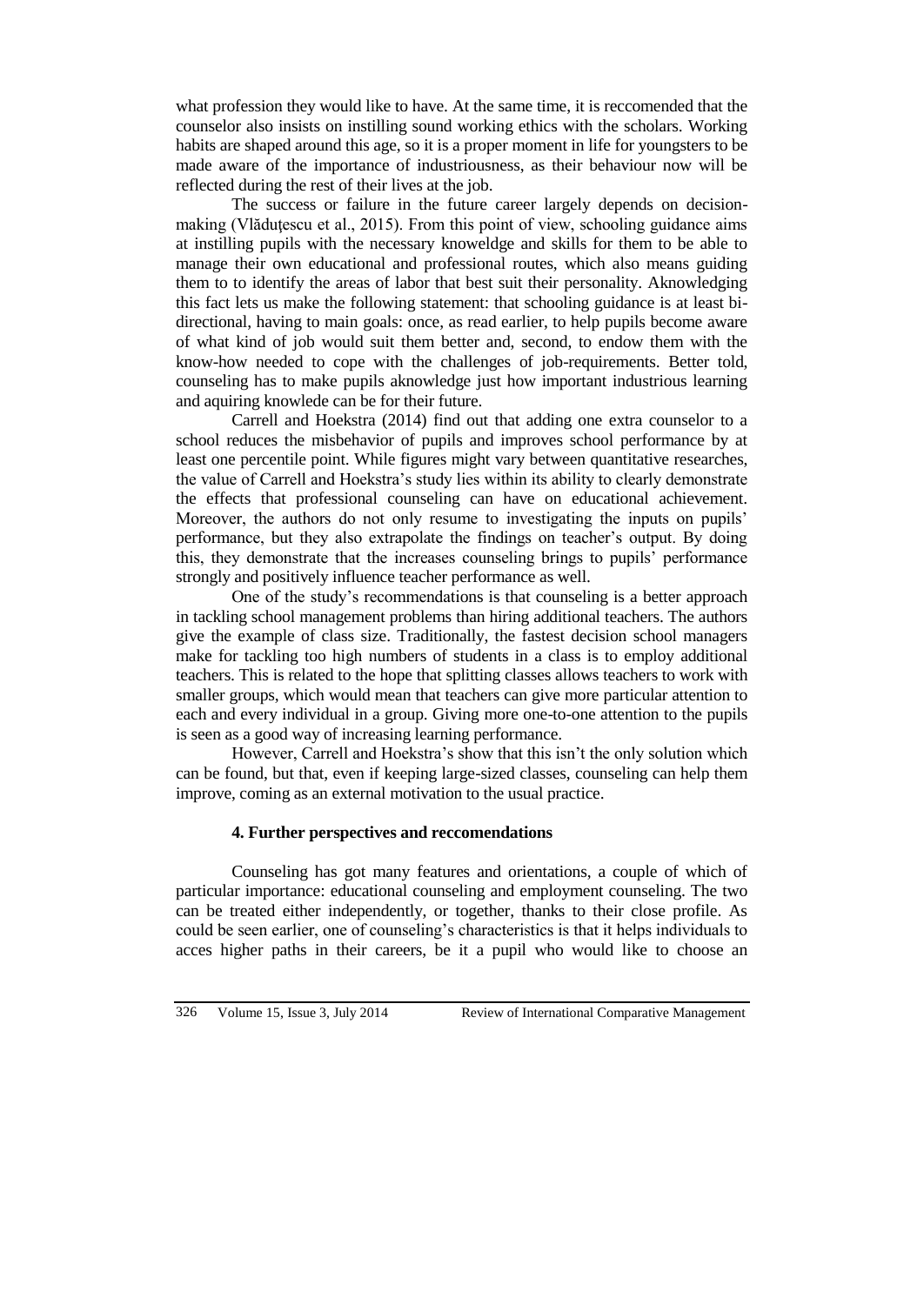what profession they would like to have. At the same time, it is reccomended that the counselor also insists on instilling sound working ethics with the scholars. Working habits are shaped around this age, so it is a proper moment in life for youngsters to be made aware of the importance of industriousness, as their behaviour now will be reflected during the rest of their lives at the job.

The success or failure in the future career largely depends on decision-making (Vlăduțescu et al., 2015). From this point of view, schooling guidance aims at instilling pupils with the necessary knoweldge and skills for them to be able to manage their own educational and professional routes, which also means guiding them to to identify the areas of labor that best suit their personality. Aknowledging this fact lets us make the following statement: that schooling guidance is at least bi-directional, having to main goals: once, as read earlier, to help pupils become aware of what kind of job would suit them better and, second, to endow them with the know-how needed to cope with the challenges of job-requirements. Better told, counseling has to make pupils aknowledge just how important industrious learning and aquiring knowlede can be for their future.

Carrell and Hoekstra (2014) find out that adding one extra counselor to a school reduces the misbehavior of pupils and improves school performance by at least one percentile point. While figures might vary between quantitative researches, the value of Carrell and Hoekstra's study lies within its ability to clearly demonstrate the effects that professional counseling can have on educational achievement. Moreover, the authors do not only resume to investigating the inputs on pupils' performance, but they also extrapolate the findings on teacher's output. By doing this, they demonstrate that the increases counseling brings to pupils' performance strongly and positively influence teacher performance as well.

One of the study's recommendations is that counseling is a better approach in tackling school management problems than hiring additional teachers. The authors give the example of class size. Traditionally, the fastest decision school managers make for tackling too high numbers of students in a class is to employ additional teachers. This is related to the hope that splitting classes allows teachers to work with smaller groups, which would mean that teachers can give more particular attention to each and every individual in a group. Giving more one-to-one attention to the pupils is seen as a good way of increasing learning performance.

However, Carrell and Hoekstra's show that this isn't the only solution which can be found, but that, even if keeping large-sized classes, counseling can help them improve, coming as an external motivation to the usual practice.

## 4. Further perspectives and reccomendations

Counseling has got many features and orientations, a couple of which of particular importance: educational counseling and employment counseling. The two can be treated either independently, or together, thanks to their close profile. As could be seen earlier, one of counseling's characteristics is that it helps individuals to acces higher paths in their careers, be it a pupil who would like to choose an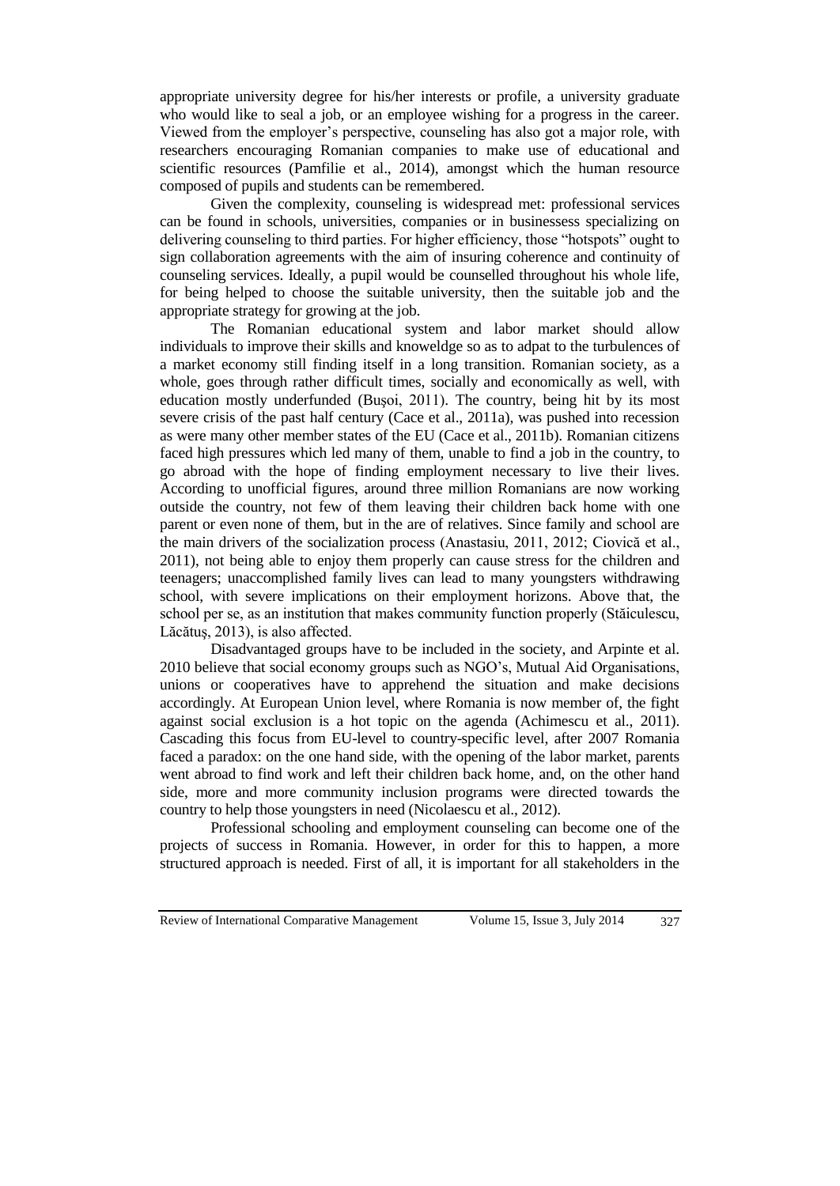appropriate university degree for his/her interests or profile, a university graduate who would like to seal a job, or an employee wishing for a progress in the career. Viewed from the employer's perspective, counseling has also got a major role, with researchers encouraging Romanian companies to make use of educational and scientific resources (Pamfilie et al., 2014), amongst which the human resource composed of pupils and students can be remembered.

Given the complexity, counseling is widespread met: professional services can be found in schools, universities, companies or in businessess specializing on delivering counseling to third parties. For higher efficiency, those "hotspots" ought to sign collaboration agreements with the aim of insuring coherence and continuity of counseling services. Ideally, a pupil would be counselled throughout his whole life, for being helped to choose the suitable university, then the suitable job and the appropriate strategy for growing at the job.

The Romanian educational system and labor market should allow individuals to improve their skills and knoweldge so as to adpat to the turbulences of a market economy still finding itself in a long transition. Romanian society, as a whole, goes through rather difficult times, socially and economically as well, with education mostly underfunded (Buşoi, 2011). The country, being hit by its most severe crisis of the past half century (Cace et al., 2011a), was pushed into recession as were many other member states of the EU (Cace et al., 2011b). Romanian citizens faced high pressures which led many of them, unable to find a job in the country, to go abroad with the hope of finding employment necessary to live their lives. According to unofficial figures, around three million Romanians are now working outside the country, not few of them leaving their children back home with one parent or even none of them, but in the are of relatives. Since family and school are the main drivers of the socialization process (Anastasiu, 2011, 2012; Ciovică et al., 2011), not being able to enjoy them properly can cause stress for the children and teenagers; unaccomplished family lives can lead to many youngsters withdrawing school, with severe implications on their employment horizons. Above that, the school per se, as an institution that makes community function properly (Stăiculescu, Lăcătuş, 2013), is also affected.

Disadvantaged groups have to be included in the society, and Arpinte et al. 2010 believe that social economy groups such as NGO's, Mutual Aid Organisations, unions or cooperatives have to apprehend the situation and make decisions accordingly. At European Union level, where Romania is now member of, the fight against social exclusion is a hot topic on the agenda (Achimescu et al., 2011). Cascading this focus from EU-level to country-specific level, after 2007 Romania faced a paradox: on the one hand side, with the opening of the labor market, parents went abroad to find work and left their children back home, and, on the other hand side, more and more community inclusion programs were directed towards the country to help those youngsters in need (Nicolaescu et al., 2012).

Professional schooling and employment counseling can become one of the projects of success in Romania. However, in order for this to happen, a more structured approach is needed. First of all, it is important for all stakeholders in the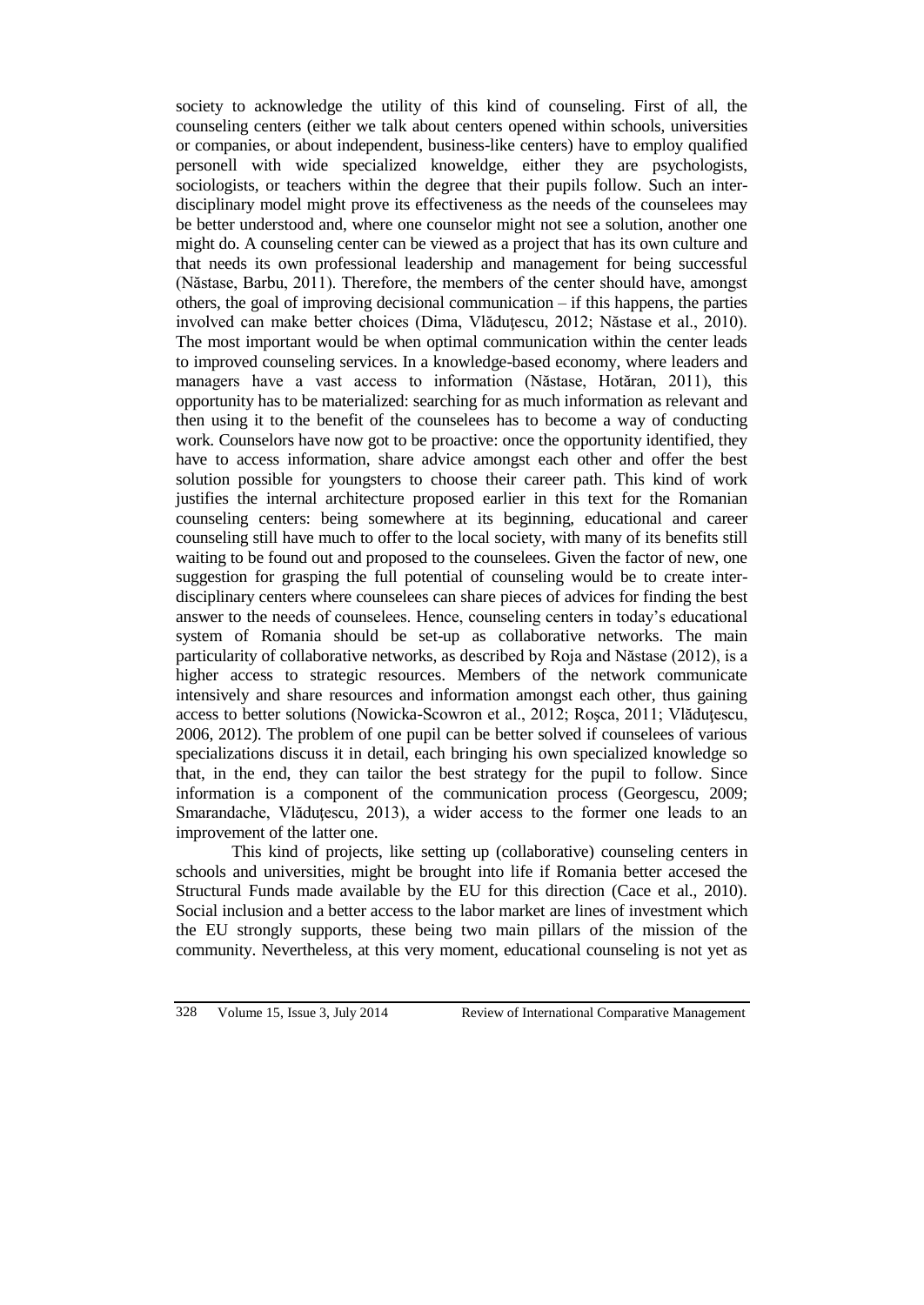society to acknowledge the utility of this kind of counseling. First of all, the counseling centers (either we talk about centers opened within schools, universities or companies, or about independent, business-like centers) have to employ qualified personell with wide specialized knoweldge, either they are psychologists, sociologists, or teachers within the degree that their pupils follow. Such an inter-disciplinary model might prove its effectiveness as the needs of the counselees may be better understood and, where one counselor might not see a solution, another one might do. A counseling center can be viewed as a project that has its own culture and that needs its own professional leadership and management for being successful (Năstase, Barbu, 2011). Therefore, the members of the center should have, amongst others, the goal of improving decisional communication – if this happens, the parties involved can make better choices (Dima, Vlăduțescu, 2012; Năstase et al., 2010). The most important would be when optimal communication within the center leads to improved counseling services. In a knowledge-based economy, where leaders and managers have a vast access to information (Năstase, Hotăran, 2011), this opportunity has to be materialized: searching for as much information as relevant and then using it to the benefit of the counselees has to become a way of conducting work. Counselors have now got to be proactive: once the opportunity identified, they have to access information, share advice amongst each other and offer the best solution possible for youngsters to choose their career path. This kind of work justifies the internal architecture proposed earlier in this text for the Romanian counseling centers: being somewhere at its beginning, educational and career counseling still have much to offer to the local society, with many of its benefits still waiting to be found out and proposed to the counselees. Given the factor of new, one suggestion for grasping the full potential of counseling would be to create inter-disciplinary centers where counselees can share pieces of advices for finding the best answer to the needs of counselees. Hence, counseling centers in today's educational system of Romania should be set-up as collaborative networks. The main particularity of collaborative networks, as described by Roja and Năstase (2012), is a higher access to strategic resources. Members of the network communicate intensively and share resources and information amongst each other, thus gaining access to better solutions (Nowicka-Scowron et al., 2012; Roșca, 2011; Vlăduțescu, 2006, 2012). The problem of one pupil can be better solved if counselees of various specializations discuss it in detail, each bringing his own specialized knowledge so that, in the end, they can tailor the best strategy for the pupil to follow. Since information is a component of the communication process (Georgescu, 2009; Smarandache, Vlăduțescu, 2013), a wider access to the former one leads to an improvement of the latter one.

This kind of projects, like setting up (collaborative) counseling centers in schools and universities, might be brought into life if Romania better accesed the Structural Funds made available by the EU for this direction (Cace et al., 2010). Social inclusion and a better access to the labor market are lines of investment which the EU strongly supports, these being two main pillars of the mission of the community. Nevertheless, at this very moment, educational counseling is not yet as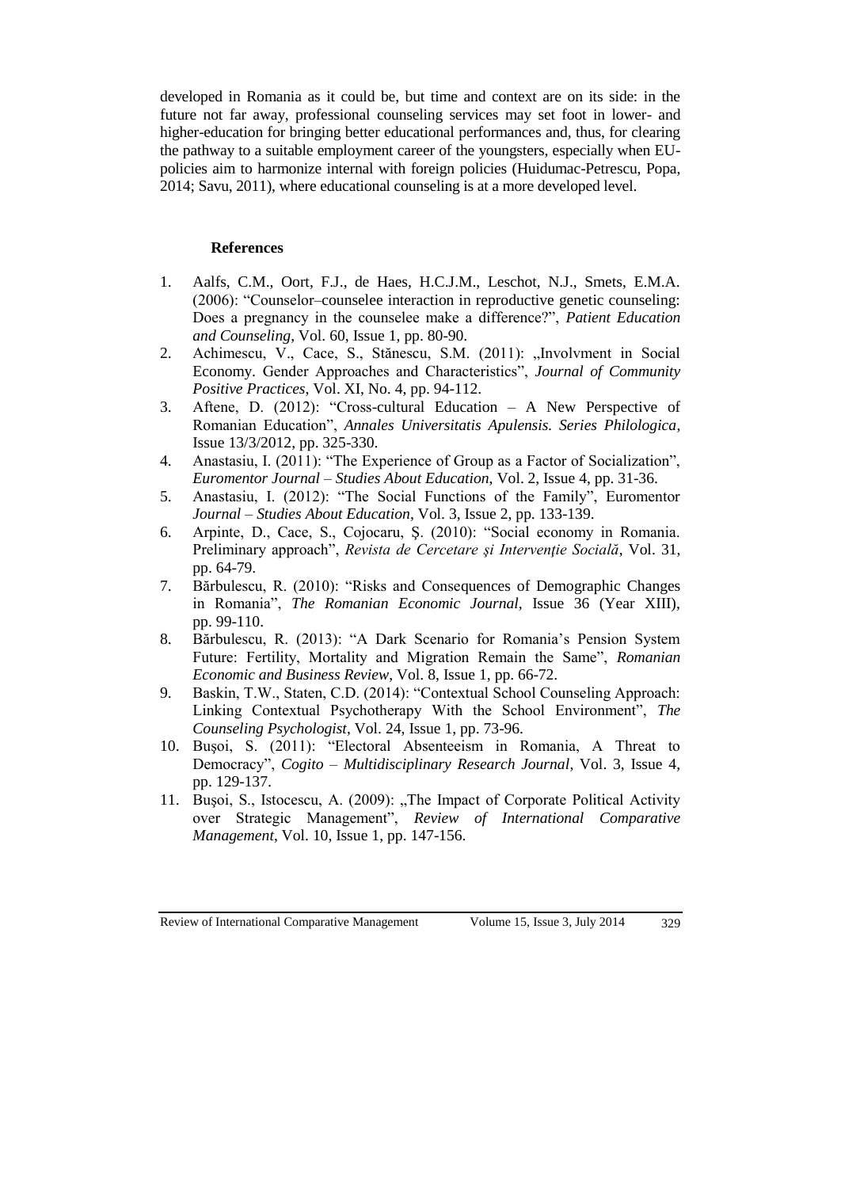developed in Romania as it could be, but time and context are on its side: in the future not far away, professional counseling services may set foot in lower- and higher-education for bringing better educational performances and, thus, for clearing the pathway to a suitable employment career of the youngsters, especially when EU-policies aim to harmonize internal with foreign policies (Huidumac-Petrescu, Popa, 2014; Savu, 2011), where educational counseling is at a more developed level.

## References

1. Aalfs, C.M., Oort, F.J., de Haes, H.C.J.M., Leschot, N.J., Smets, E.M.A. (2006): "Counselor–counselee interaction in reproductive genetic counseling: Does a pregnancy in the counselee make a difference?", *Patient Education and Counseling*, Vol. 60, Issue 1, pp. 80-90.
2. Achimescu, V., Cace, S., Stănescu, S.M. (2011): „Involvment in Social Economy. Gender Approaches and Characteristics", *Journal of Community Positive Practices*, Vol. XI, No. 4, pp. 94-112.
3. Aftene, D. (2012): "Cross-cultural Education – A New Perspective of Romanian Education", *Annales Universitatis Apulensis. Series Philologica*, Issue 13/3/2012, pp. 325-330.
4. Anastasiu, I. (2011): "The Experience of Group as a Factor of Socialization", *Euromentor Journal – Studies About Education,* Vol. 2, Issue 4, pp. 31-36.
5. Anastasiu, I. (2012): "The Social Functions of the Family", Euromentor *Journal – Studies About Education*, Vol. 3, Issue 2, pp. 133-139.
6. Arpinte, D., Cace, S., Cojocaru, Ş. (2010): "Social economy in Romania. Preliminary approach", *Revista de Cercetare şi Intervenţie Socială*, Vol. 31, pp. 64-79.
7. Bărbulescu, R. (2010): "Risks and Consequences of Demographic Changes in Romania", *The Romanian Economic Journal*, Issue 36 (Year XIII), pp. 99-110.
8. Bărbulescu, R. (2013): "A Dark Scenario for Romania's Pension System Future: Fertility, Mortality and Migration Remain the Same", *Romanian Economic and Business Review*, Vol. 8, Issue 1, pp. 66-72.
9. Baskin, T.W., Staten, C.D. (2014): "Contextual School Counseling Approach: Linking Contextual Psychotherapy With the School Environment", *The Counseling Psychologist*, Vol. 24, Issue 1, pp. 73-96.
10. Buşoi, S. (2011): "Electoral Absenteeism in Romania, A Threat to Democracy", *Cogito – Multidisciplinary Research Journal*, Vol. 3, Issue 4, pp. 129-137.
11. Buşoi, S., Istocescu, A. (2009): „The Impact of Corporate Political Activity over Strategic Management", *Review of International Comparative Management*, Vol. 10, Issue 1, pp. 147-156.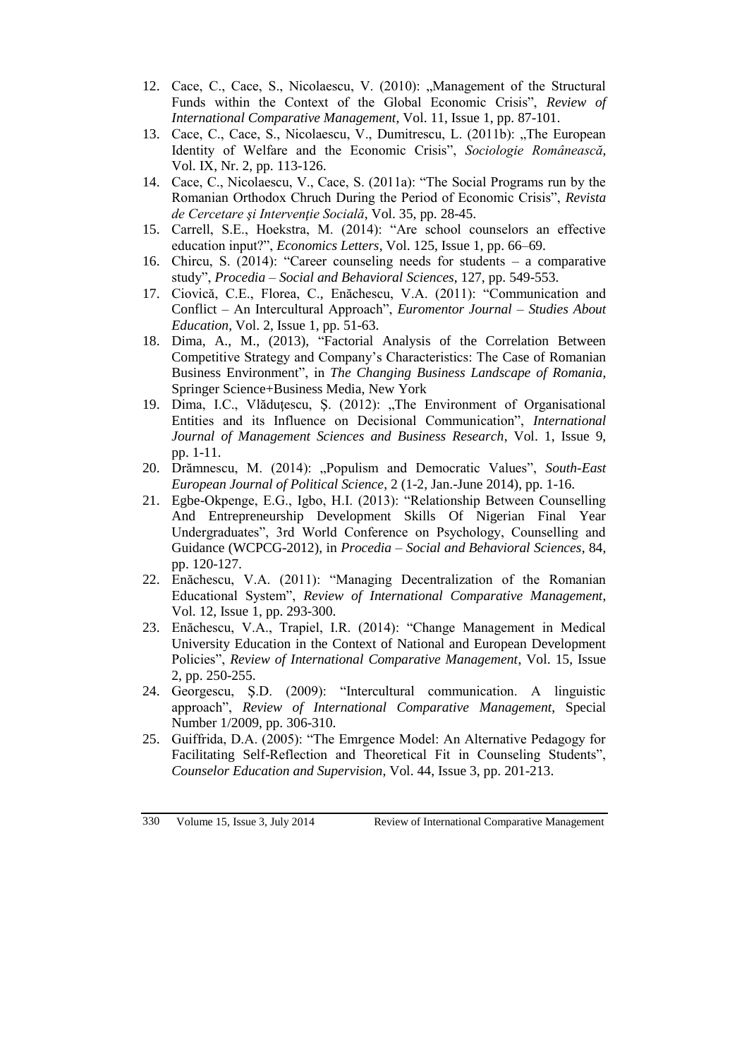12. Cace, C., Cace, S., Nicolaescu, V. (2010): „Management of the Structural Funds within the Context of the Global Economic Crisis”, *Review of International Comparative Management*, Vol. 11, Issue 1, pp. 87-101.
13. Cace, C., Cace, S., Nicolaescu, V., Dumitrescu, L. (2011b): „The European Identity of Welfare and the Economic Crisis”, *Sociologie Românească*, Vol. IX, Nr. 2, pp. 113-126.
14. Cace, C., Nicolaescu, V., Cace, S. (2011a): “The Social Programs run by the Romanian Orthodox Chruch During the Period of Economic Crisis”, *Revista de Cercetare şi Intervenţie Socială*, Vol. 35, pp. 28-45.
15. Carrell, S.E., Hoekstra, M. (2014): “Are school counselors an effective education input?”, *Economics Letters*, Vol. 125, Issue 1, pp. 66–69.
16. Chircu, S. (2014): “Career counseling needs for students – a comparative study”, *Procedia – Social and Behavioral Sciences*, 127, pp. 549-553.
17. Ciovică, C.E., Florea, C., Enăchescu, V.A. (2011): “Communication and Conflict – An Intercultural Approach”, *Euromentor Journal – Studies About Education*, Vol. 2, Issue 1, pp. 51-63.
18. Dima, A., M., (2013), “Factorial Analysis of the Correlation Between Competitive Strategy and Company’s Characteristics: The Case of Romanian Business Environment”, in *The Changing Business Landscape of Romania*, Springer Science+Business Media, New York
19. Dima, I.C., Vlăduţescu, Ş. (2012): „The Environment of Organisational Entities and its Influence on Decisional Communication”, *International Journal of Management Sciences and Business Research*, Vol. 1, Issue 9, pp. 1-11.
20. Drămnescu, M. (2014): „Populism and Democratic Values”, *South-East European Journal of Political Science*, 2 (1-2, Jan.-June 2014), pp. 1-16.
21. Egbe-Okpenge, E.G., Igbo, H.I. (2013): “Relationship Between Counselling And Entrepreneurship Development Skills Of Nigerian Final Year Undergraduates”, 3rd World Conference on Psychology, Counselling and Guidance (WCPCG-2012), in *Procedia – Social and Behavioral Sciences*, 84, pp. 120-127.
22. Enăchescu, V.A. (2011): “Managing Decentralization of the Romanian Educational System”, *Review of International Comparative Management*, Vol. 12, Issue 1, pp. 293-300.
23. Enăchescu, V.A., Trapiel, I.R. (2014): “Change Management in Medical University Education in the Context of National and European Development Policies”, *Review of International Comparative Management*, Vol. 15, Issue 2, pp. 250-255.
24. Georgescu, Ş.D. (2009): “Intercultural communication. A linguistic approach”, *Review of International Comparative Management*, Special Number 1/2009, pp. 306-310.
25. Guiffrida, D.A. (2005): “The Emrgence Model: An Alternative Pedagogy for Facilitating Self-Reflection and Theoretical Fit in Counseling Students”, *Counselor Education and Supervision*, Vol. 44, Issue 3, pp. 201-213.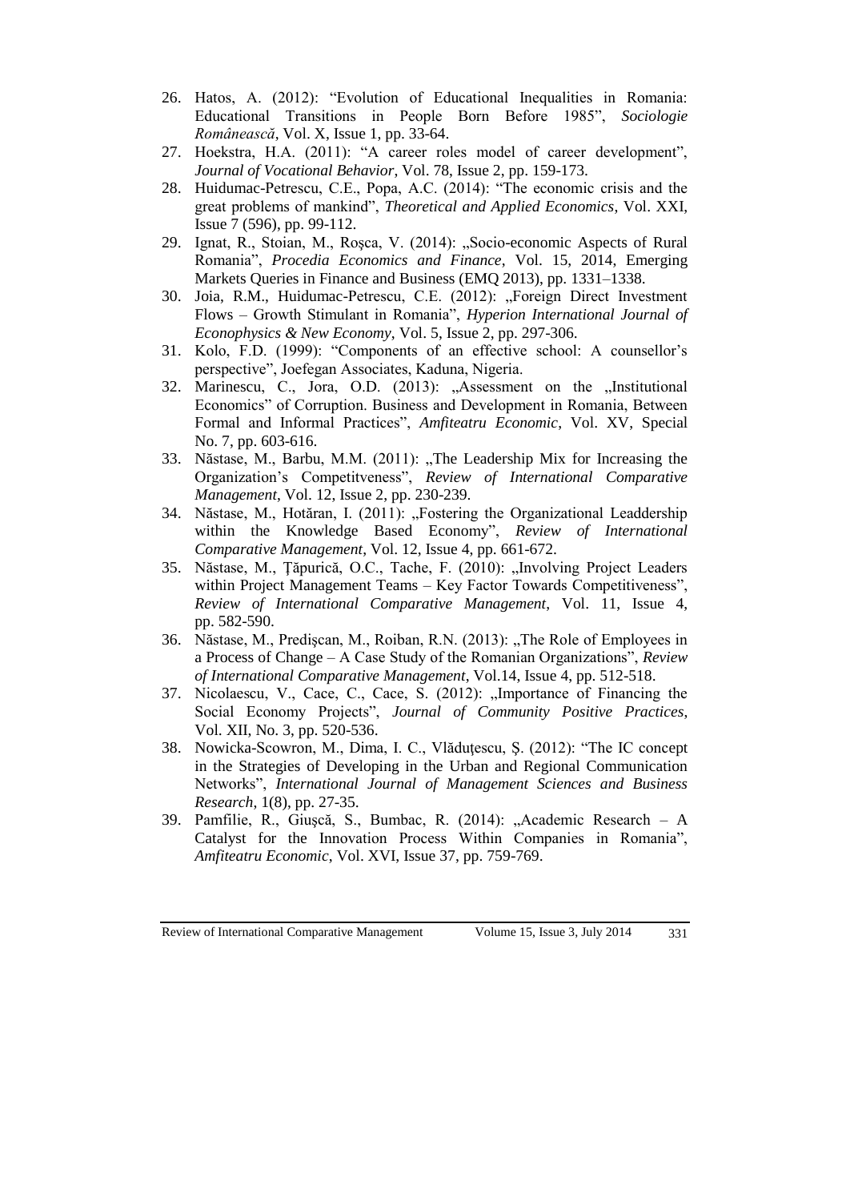26. Hatos, A. (2012): “Evolution of Educational Inequalities in Romania: Educational Transitions in People Born Before 1985”, *Sociologie Românească*, Vol. X, Issue 1, pp. 33-64.
27. Hoekstra, H.A. (2011): “A career roles model of career development”, *Journal of Vocational Behavior*, Vol. 78, Issue 2, pp. 159-173.
28. Huidumac-Petrescu, C.E., Popa, A.C. (2014): “The economic crisis and the great problems of mankind”, *Theoretical and Applied Economics*, Vol. XXI, Issue 7 (596), pp. 99-112.
29. Ignat, R., Stoian, M., Roşca, V. (2014): „Socio-economic Aspects of Rural Romania”, *Procedia Economics and Finance*, Vol. 15, 2014, Emerging Markets Queries in Finance and Business (EMQ 2013), pp. 1331–1338.
30. Joia, R.M., Huidumac-Petrescu, C.E. (2012): „Foreign Direct Investment Flows – Growth Stimulant in Romania”, *Hyperion International Journal of Econophysics & New Economy*, Vol. 5, Issue 2, pp. 297-306.
31. Kolo, F.D. (1999): “Components of an effective school: A counsellor’s perspective”, Joefegan Associates, Kaduna, Nigeria.
32. Marinescu, C., Jora, O.D. (2013): „Assessment on the „Institutional Economics” of Corruption. Business and Development in Romania, Between Formal and Informal Practices”, *Amfiteatru Economic*, Vol. XV, Special No. 7, pp. 603-616.
33. Năstase, M., Barbu, M.M. (2011): „The Leadership Mix for Increasing the Organization’s Competitveness”, *Review of International Comparative Management*, Vol. 12, Issue 2, pp. 230-239.
34. Năstase, M., Hotăran, I. (2011): „Fostering the Organizational Leaddership within the Knowledge Based Economy”, *Review of International Comparative Management*, Vol. 12, Issue 4, pp. 661-672.
35. Năstase, M., Ţăpurică, O.C., Tache, F. (2010): „Involving Project Leaders within Project Management Teams – Key Factor Towards Competitiveness”, *Review of International Comparative Management*, Vol. 11, Issue 4, pp. 582-590.
36. Năstase, M., Predişcan, M., Roiban, R.N. (2013): „The Role of Employees in a Process of Change – A Case Study of the Romanian Organizations”, *Review of International Comparative Management*, Vol.14, Issue 4, pp. 512-518.
37. Nicolaescu, V., Cace, C., Cace, S. (2012): „Importance of Financing the Social Economy Projects”, *Journal of Community Positive Practices*, Vol. XII, No. 3, pp. 520-536.
38. Nowicka-Scowron, M., Dima, I. C., Vlăduţescu, Ş. (2012): “The IC concept in the Strategies of Developing in the Urban and Regional Communication Networks”, *International Journal of Management Sciences and Business Research*, 1(8), pp. 27-35.
39. Pamfilie, R., Giuşcă, S., Bumbac, R. (2014): „Academic Research – A Catalyst for the Innovation Process Within Companies in Romania”, *Amfiteatru Economic*, Vol. XVI, Issue 37, pp. 759-769.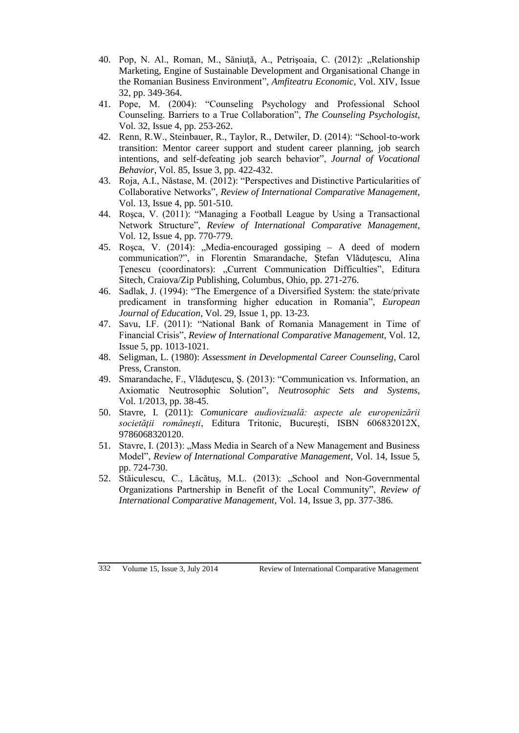40. Pop, N. Al., Roman, M., Săniuţă, A., Petrişoaia, C. (2012): „Relationship Marketing, Engine of Sustainable Development and Organisational Change in the Romanian Business Environment", *Amfiteatru Economic*, Vol. XIV, Issue 32, pp. 349-364.
41. Pope, M. (2004): "Counseling Psychology and Professional School Counseling. Barriers to a True Collaboration", *The Counseling Psychologist*, Vol. 32, Issue 4, pp. 253-262.
42. Renn, R.W., Steinbauer, R., Taylor, R., Detwiler, D. (2014): "School-to-work transition: Mentor career support and student career planning, job search intentions, and self-defeating job search behavior", *Journal of Vocational Behavior*, Vol. 85, Issue 3, pp. 422-432.
43. Roja, A.I., Năstase, M. (2012): "Perspectives and Distinctive Particularities of Collaborative Networks", *Review of International Comparative Management*, Vol. 13, Issue 4, pp. 501-510.
44. Roşca, V. (2011): "Managing a Football League by Using a Transactional Network Structure", *Review of International Comparative Management*, Vol. 12, Issue 4, pp. 770-779.
45. Roşca, V. (2014): „Media-encouraged gossiping – A deed of modern communication?", in Florentin Smarandache, Ştefan Vlăduţescu, Alina Ţenescu (coordinators): „Current Communication Difficulties", Editura Sitech, Craiova/Zip Publishing, Columbus, Ohio, pp. 271-276.
46. Sadlak, J. (1994): "The Emergence of a Diversified System: the state/private predicament in transforming higher education in Romania", *European Journal of Education*, Vol. 29, Issue 1, pp. 13-23.
47. Savu, I.F. (2011): "National Bank of Romania Management in Time of Financial Crisis", *Review of International Comparative Management*, Vol. 12, Issue 5, pp. 1013-1021.
48. Seligman, L. (1980): *Assessment in Developmental Career Counseling*, Carol Press, Cranston.
49. Smarandache, F., Vlăduţescu, Ş. (2013): "Communication vs. Information, an Axiomatic Neutrosophic Solution", *Neutrosophic Sets and Systems*, Vol. 1/2013, pp. 38-45.
50. Stavre, I. (2011): *Comunicare audiovizuală: aspecte ale europenizării societăţii româneşti*, Editura Tritonic, Bucureşti, ISBN 606832012X, 9786068320120.
51. Stavre, I. (2013): „Mass Media in Search of a New Management and Business Model", *Review of International Comparative Management*, Vol. 14, Issue 5, pp. 724-730.
52. Stăiculescu, C., Lăcătuş, M.L. (2013): „School and Non-Governmental Organizations Partnership in Benefit of the Local Community", *Review of International Comparative Management*, Vol. 14, Issue 3, pp. 377-386.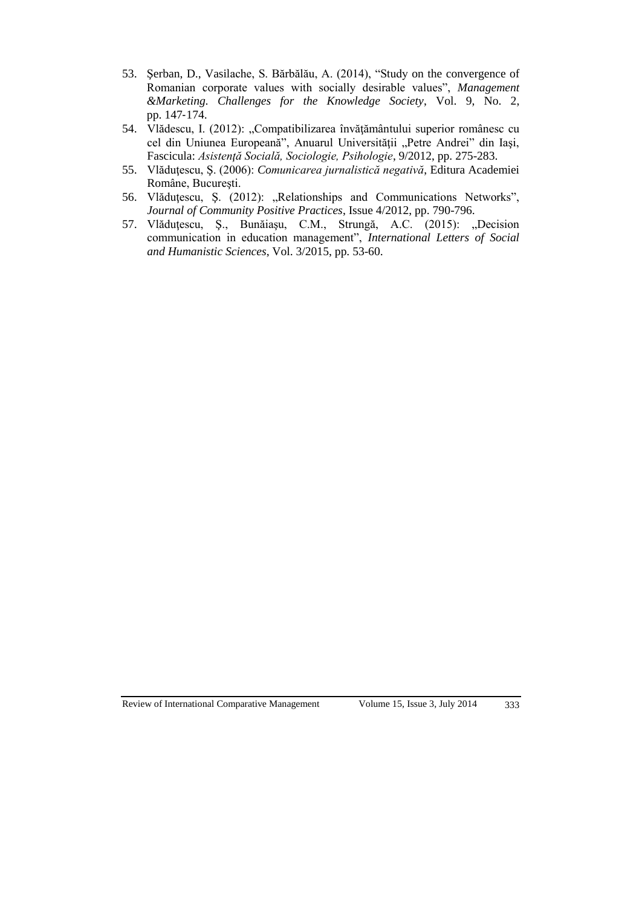53. Şerban, D., Vasilache, S. Bărbălău, A. (2014), "Study on the convergence of Romanian corporate values with socially desirable values", *Management &Marketing. Challenges for the Knowledge Society*, Vol. 9, No. 2, pp. 147-174.
54. Vlădescu, I. (2012): „Compatibilizarea învăţământului superior românesc cu cel din Uniunea Europeană", Anuarul Universităţii „Petre Andrei" din Iaşi, Fascicula: *Asistenţă Socială, Sociologie, Psihologie*, 9/2012, pp. 275-283.
55. Vlăduţescu, Ş. (2006): *Comunicarea jurnalistică negativă*, Editura Academiei Române, Bucureşti.
56. Vlăduţescu, Ş. (2012): „Relationships and Communications Networks", *Journal of Community Positive Practices*, Issue 4/2012, pp. 790-796.
57. Vlăduţescu, Ş., Bunăiaşu, C.M., Strungă, A.C. (2015): „Decision communication in education management", *International Letters of Social and Humanistic Sciences*, Vol. 3/2015, pp. 53-60.